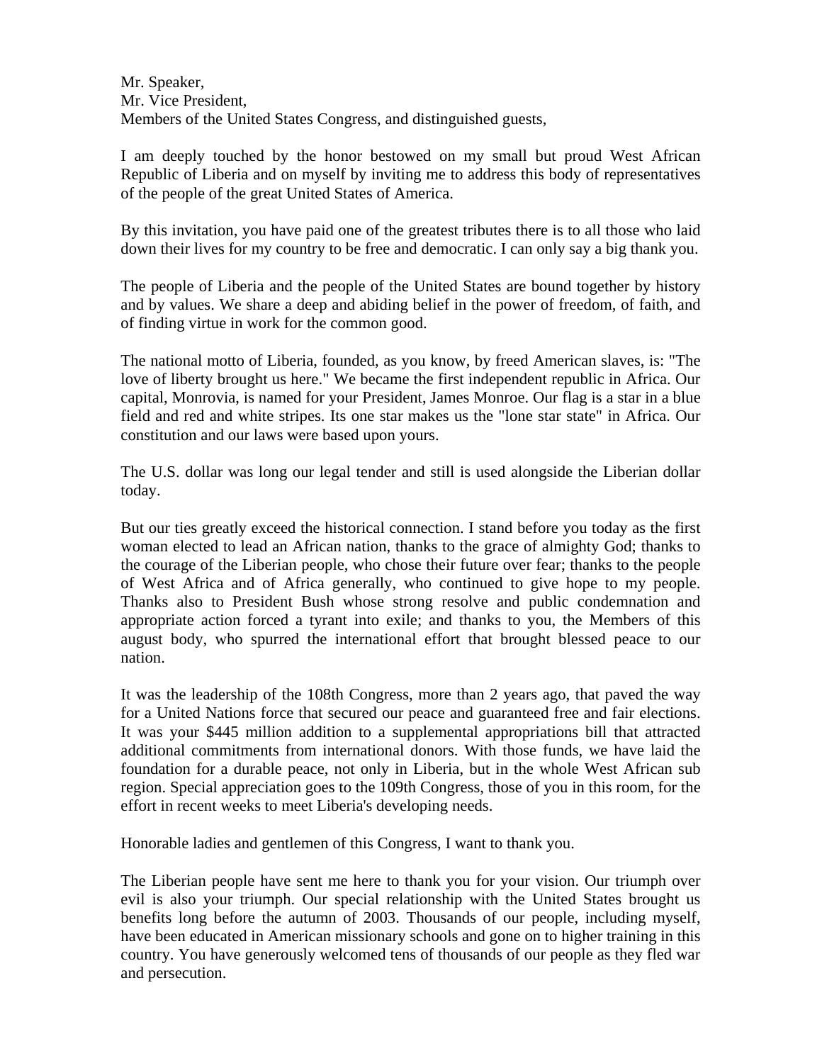Mr. Speaker,
Mr. Vice President,
Members of the United States Congress, and distinguished guests,

I am deeply touched by the honor bestowed on my small but proud West African Republic of Liberia and on myself by inviting me to address this body of representatives of the people of the great United States of America.

By this invitation, you have paid one of the greatest tributes there is to all those who laid down their lives for my country to be free and democratic. I can only say a big thank you.

The people of Liberia and the people of the United States are bound together by history and by values. We share a deep and abiding belief in the power of freedom, of faith, and of finding virtue in work for the common good.

The national motto of Liberia, founded, as you know, by freed American slaves, is: "The love of liberty brought us here." We became the first independent republic in Africa. Our capital, Monrovia, is named for your President, James Monroe. Our flag is a star in a blue field and red and white stripes. Its one star makes us the "lone star state" in Africa. Our constitution and our laws were based upon yours.

The U.S. dollar was long our legal tender and still is used alongside the Liberian dollar today.

But our ties greatly exceed the historical connection. I stand before you today as the first woman elected to lead an African nation, thanks to the grace of almighty God; thanks to the courage of the Liberian people, who chose their future over fear; thanks to the people of West Africa and of Africa generally, who continued to give hope to my people. Thanks also to President Bush whose strong resolve and public condemnation and appropriate action forced a tyrant into exile; and thanks to you, the Members of this august body, who spurred the international effort that brought blessed peace to our nation.

It was the leadership of the 108th Congress, more than 2 years ago, that paved the way for a United Nations force that secured our peace and guaranteed free and fair elections. It was your $445 million addition to a supplemental appropriations bill that attracted additional commitments from international donors. With those funds, we have laid the foundation for a durable peace, not only in Liberia, but in the whole West African sub region. Special appreciation goes to the 109th Congress, those of you in this room, for the effort in recent weeks to meet Liberia's developing needs.

Honorable ladies and gentlemen of this Congress, I want to thank you.

The Liberian people have sent me here to thank you for your vision. Our triumph over evil is also your triumph. Our special relationship with the United States brought us benefits long before the autumn of 2003. Thousands of our people, including myself, have been educated in American missionary schools and gone on to higher training in this country. You have generously welcomed tens of thousands of our people as they fled war and persecution.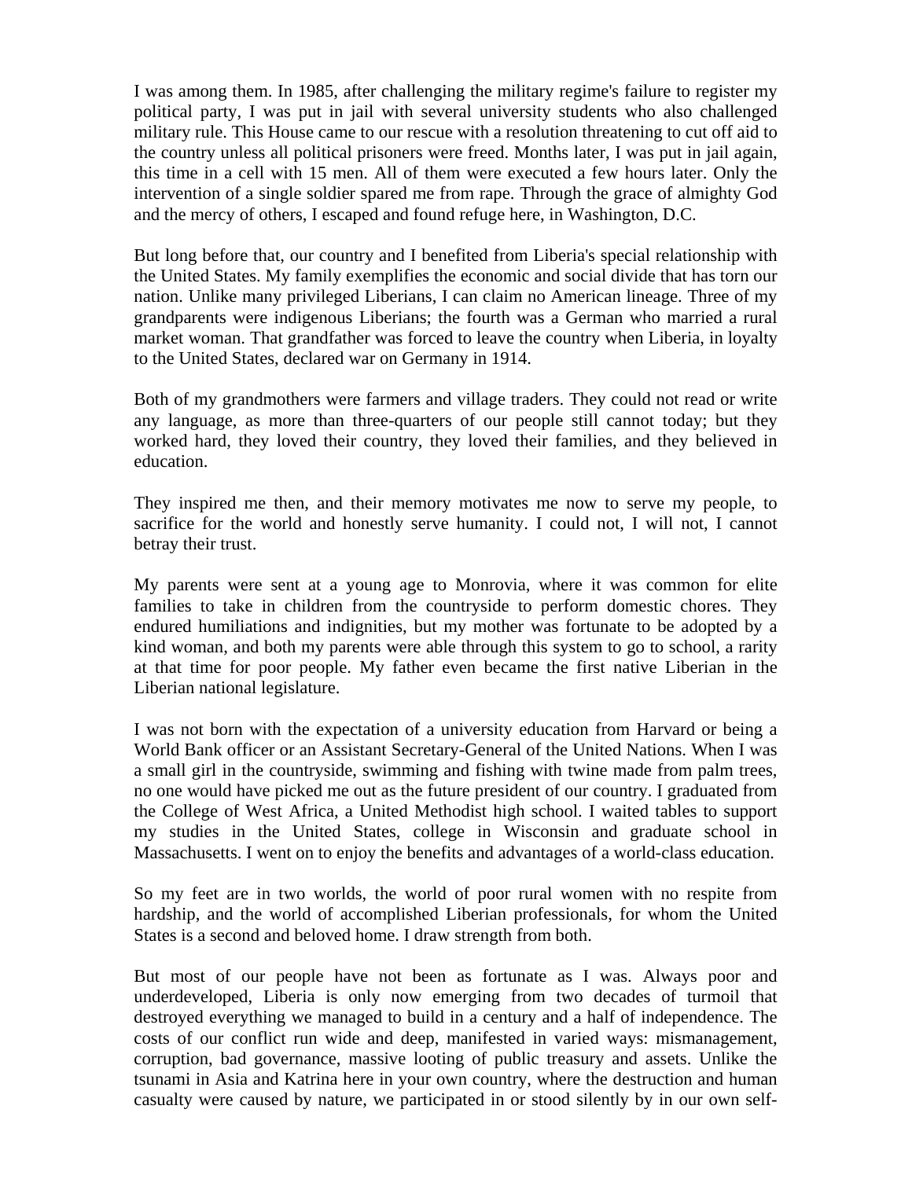I was among them. In 1985, after challenging the military regime's failure to register my political party, I was put in jail with several university students who also challenged military rule. This House came to our rescue with a resolution threatening to cut off aid to the country unless all political prisoners were freed. Months later, I was put in jail again, this time in a cell with 15 men. All of them were executed a few hours later. Only the intervention of a single soldier spared me from rape. Through the grace of almighty God and the mercy of others, I escaped and found refuge here, in Washington, D.C.

But long before that, our country and I benefited from Liberia's special relationship with the United States. My family exemplifies the economic and social divide that has torn our nation. Unlike many privileged Liberians, I can claim no American lineage. Three of my grandparents were indigenous Liberians; the fourth was a German who married a rural market woman. That grandfather was forced to leave the country when Liberia, in loyalty to the United States, declared war on Germany in 1914.

Both of my grandmothers were farmers and village traders. They could not read or write any language, as more than three-quarters of our people still cannot today; but they worked hard, they loved their country, they loved their families, and they believed in education.

They inspired me then, and their memory motivates me now to serve my people, to sacrifice for the world and honestly serve humanity. I could not, I will not, I cannot betray their trust.

My parents were sent at a young age to Monrovia, where it was common for elite families to take in children from the countryside to perform domestic chores. They endured humiliations and indignities, but my mother was fortunate to be adopted by a kind woman, and both my parents were able through this system to go to school, a rarity at that time for poor people. My father even became the first native Liberian in the Liberian national legislature.

I was not born with the expectation of a university education from Harvard or being a World Bank officer or an Assistant Secretary-General of the United Nations. When I was a small girl in the countryside, swimming and fishing with twine made from palm trees, no one would have picked me out as the future president of our country. I graduated from the College of West Africa, a United Methodist high school. I waited tables to support my studies in the United States, college in Wisconsin and graduate school in Massachusetts. I went on to enjoy the benefits and advantages of a world-class education.

So my feet are in two worlds, the world of poor rural women with no respite from hardship, and the world of accomplished Liberian professionals, for whom the United States is a second and beloved home. I draw strength from both.

But most of our people have not been as fortunate as I was. Always poor and underdeveloped, Liberia is only now emerging from two decades of turmoil that destroyed everything we managed to build in a century and a half of independence. The costs of our conflict run wide and deep, manifested in varied ways: mismanagement, corruption, bad governance, massive looting of public treasury and assets. Unlike the tsunami in Asia and Katrina here in your own country, where the destruction and human casualty were caused by nature, we participated in or stood silently by in our own self-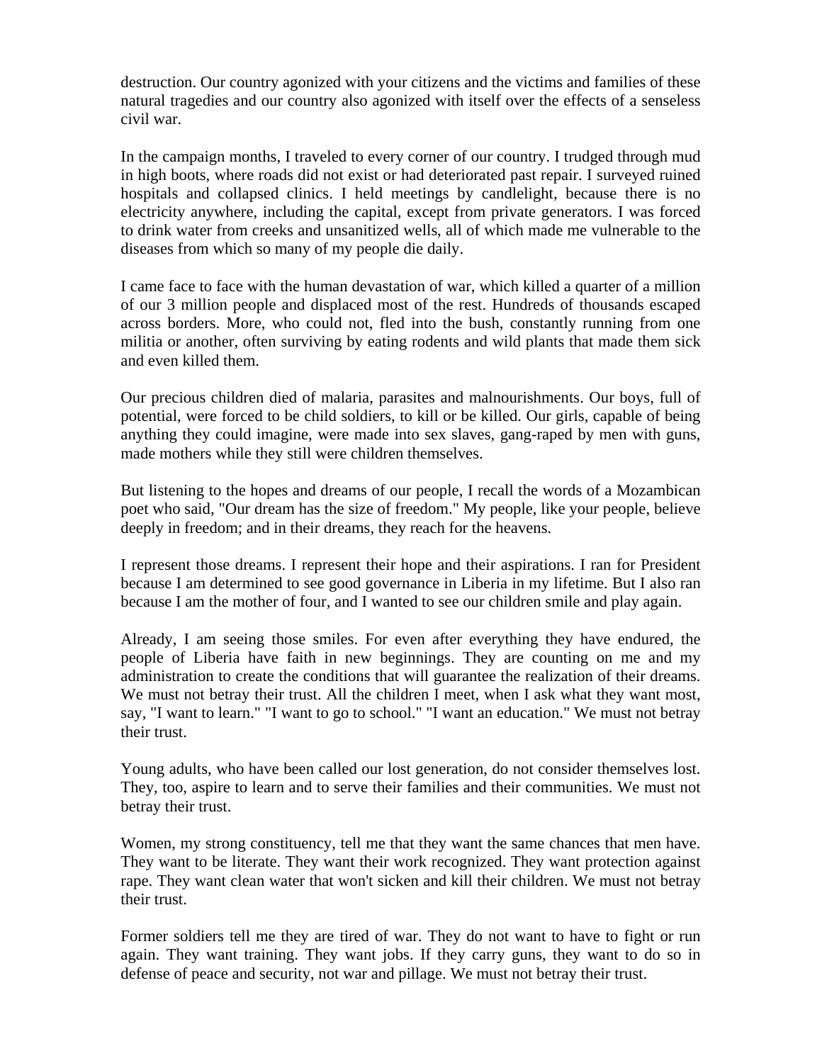destruction. Our country agonized with your citizens and the victims and families of these natural tragedies and our country also agonized with itself over the effects of a senseless civil war.

In the campaign months, I traveled to every corner of our country. I trudged through mud in high boots, where roads did not exist or had deteriorated past repair. I surveyed ruined hospitals and collapsed clinics. I held meetings by candlelight, because there is no electricity anywhere, including the capital, except from private generators. I was forced to drink water from creeks and unsanitized wells, all of which made me vulnerable to the diseases from which so many of my people die daily.

I came face to face with the human devastation of war, which killed a quarter of a million of our 3 million people and displaced most of the rest. Hundreds of thousands escaped across borders. More, who could not, fled into the bush, constantly running from one militia or another, often surviving by eating rodents and wild plants that made them sick and even killed them.

Our precious children died of malaria, parasites and malnourishments. Our boys, full of potential, were forced to be child soldiers, to kill or be killed. Our girls, capable of being anything they could imagine, were made into sex slaves, gang-raped by men with guns, made mothers while they still were children themselves.

But listening to the hopes and dreams of our people, I recall the words of a Mozambican poet who said, "Our dream has the size of freedom." My people, like your people, believe deeply in freedom; and in their dreams, they reach for the heavens.

I represent those dreams. I represent their hope and their aspirations. I ran for President because I am determined to see good governance in Liberia in my lifetime. But I also ran because I am the mother of four, and I wanted to see our children smile and play again.

Already, I am seeing those smiles. For even after everything they have endured, the people of Liberia have faith in new beginnings. They are counting on me and my administration to create the conditions that will guarantee the realization of their dreams. We must not betray their trust. All the children I meet, when I ask what they want most, say, "I want to learn." "I want to go to school." "I want an education." We must not betray their trust.

Young adults, who have been called our lost generation, do not consider themselves lost. They, too, aspire to learn and to serve their families and their communities. We must not betray their trust.

Women, my strong constituency, tell me that they want the same chances that men have. They want to be literate. They want their work recognized. They want protection against rape. They want clean water that won't sicken and kill their children. We must not betray their trust.

Former soldiers tell me they are tired of war. They do not want to have to fight or run again. They want training. They want jobs. If they carry guns, they want to do so in defense of peace and security, not war and pillage. We must not betray their trust.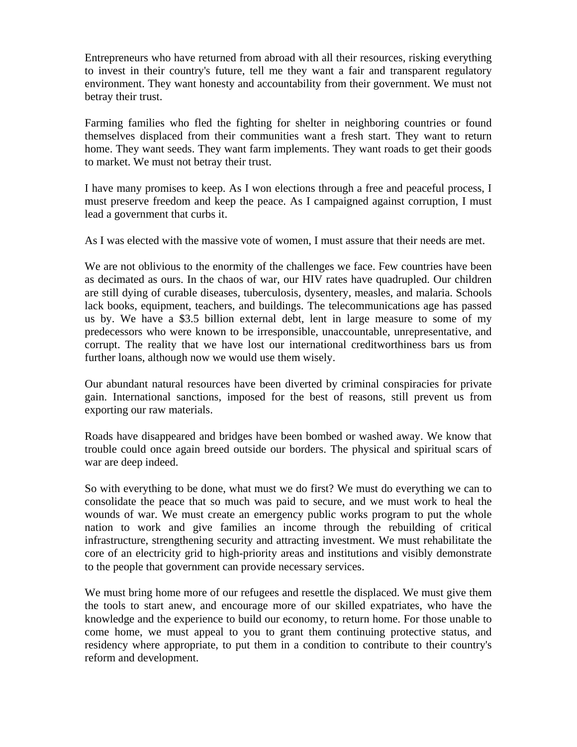Entrepreneurs who have returned from abroad with all their resources, risking everything to invest in their country's future, tell me they want a fair and transparent regulatory environment. They want honesty and accountability from their government. We must not betray their trust.

Farming families who fled the fighting for shelter in neighboring countries or found themselves displaced from their communities want a fresh start. They want to return home. They want seeds. They want farm implements. They want roads to get their goods to market. We must not betray their trust.

I have many promises to keep. As I won elections through a free and peaceful process, I must preserve freedom and keep the peace. As I campaigned against corruption, I must lead a government that curbs it.

As I was elected with the massive vote of women, I must assure that their needs are met.

We are not oblivious to the enormity of the challenges we face. Few countries have been as decimated as ours. In the chaos of war, our HIV rates have quadrupled. Our children are still dying of curable diseases, tuberculosis, dysentery, measles, and malaria. Schools lack books, equipment, teachers, and buildings. The telecommunications age has passed us by. We have a $3.5 billion external debt, lent in large measure to some of my predecessors who were known to be irresponsible, unaccountable, unrepresentative, and corrupt. The reality that we have lost our international creditworthiness bars us from further loans, although now we would use them wisely.

Our abundant natural resources have been diverted by criminal conspiracies for private gain. International sanctions, imposed for the best of reasons, still prevent us from exporting our raw materials.

Roads have disappeared and bridges have been bombed or washed away. We know that trouble could once again breed outside our borders. The physical and spiritual scars of war are deep indeed.

So with everything to be done, what must we do first? We must do everything we can to consolidate the peace that so much was paid to secure, and we must work to heal the wounds of war. We must create an emergency public works program to put the whole nation to work and give families an income through the rebuilding of critical infrastructure, strengthening security and attracting investment. We must rehabilitate the core of an electricity grid to high-priority areas and institutions and visibly demonstrate to the people that government can provide necessary services.

We must bring home more of our refugees and resettle the displaced. We must give them the tools to start anew, and encourage more of our skilled expatriates, who have the knowledge and the experience to build our economy, to return home. For those unable to come home, we must appeal to you to grant them continuing protective status, and residency where appropriate, to put them in a condition to contribute to their country's reform and development.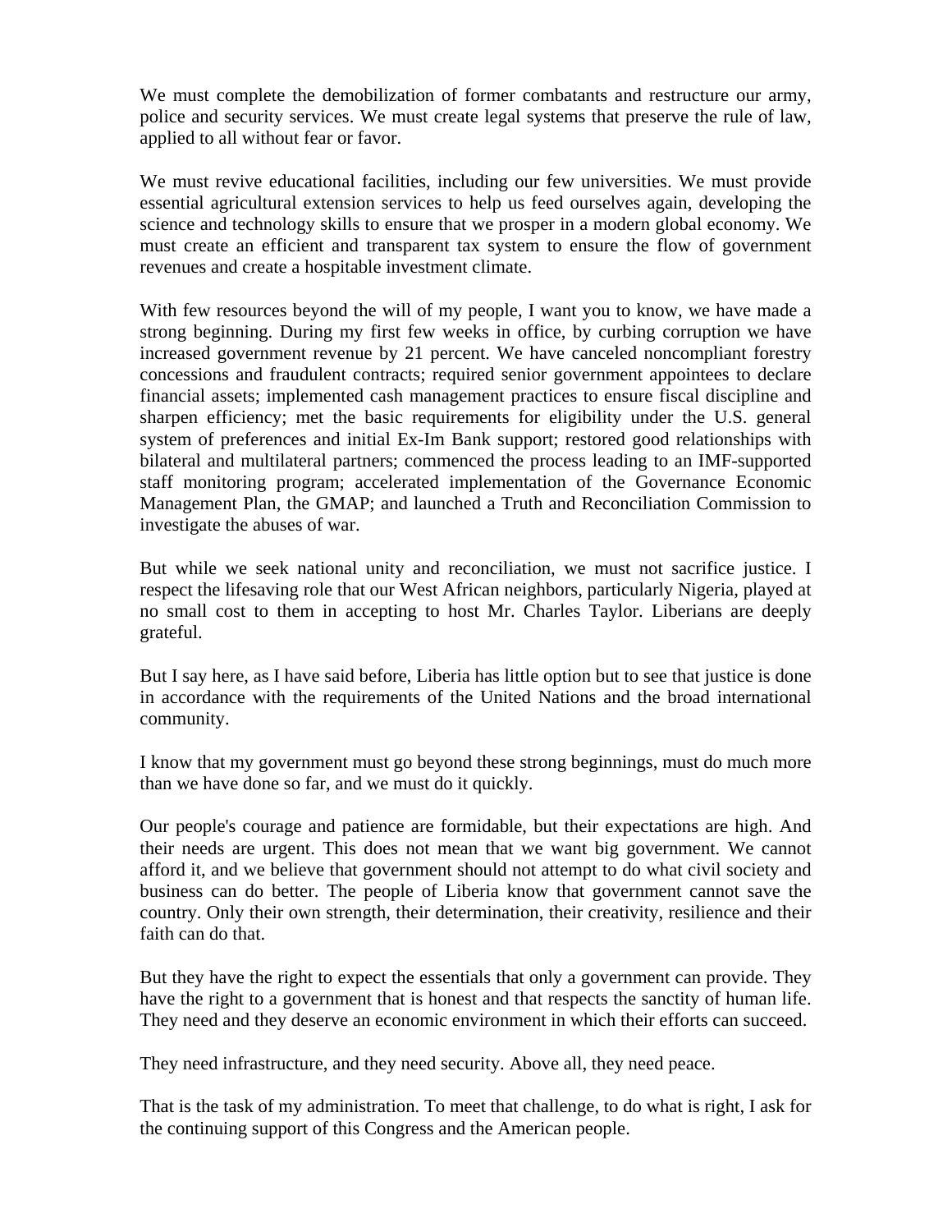We must complete the demobilization of former combatants and restructure our army, police and security services. We must create legal systems that preserve the rule of law, applied to all without fear or favor.

We must revive educational facilities, including our few universities. We must provide essential agricultural extension services to help us feed ourselves again, developing the science and technology skills to ensure that we prosper in a modern global economy. We must create an efficient and transparent tax system to ensure the flow of government revenues and create a hospitable investment climate.

With few resources beyond the will of my people, I want you to know, we have made a strong beginning. During my first few weeks in office, by curbing corruption we have increased government revenue by 21 percent. We have canceled noncompliant forestry concessions and fraudulent contracts; required senior government appointees to declare financial assets; implemented cash management practices to ensure fiscal discipline and sharpen efficiency; met the basic requirements for eligibility under the U.S. general system of preferences and initial Ex-Im Bank support; restored good relationships with bilateral and multilateral partners; commenced the process leading to an IMF-supported staff monitoring program; accelerated implementation of the Governance Economic Management Plan, the GMAP; and launched a Truth and Reconciliation Commission to investigate the abuses of war.

But while we seek national unity and reconciliation, we must not sacrifice justice. I respect the lifesaving role that our West African neighbors, particularly Nigeria, played at no small cost to them in accepting to host Mr. Charles Taylor. Liberians are deeply grateful.

But I say here, as I have said before, Liberia has little option but to see that justice is done in accordance with the requirements of the United Nations and the broad international community.

I know that my government must go beyond these strong beginnings, must do much more than we have done so far, and we must do it quickly.

Our people's courage and patience are formidable, but their expectations are high. And their needs are urgent. This does not mean that we want big government. We cannot afford it, and we believe that government should not attempt to do what civil society and business can do better. The people of Liberia know that government cannot save the country. Only their own strength, their determination, their creativity, resilience and their faith can do that.

But they have the right to expect the essentials that only a government can provide. They have the right to a government that is honest and that respects the sanctity of human life. They need and they deserve an economic environment in which their efforts can succeed.

They need infrastructure, and they need security. Above all, they need peace.

That is the task of my administration. To meet that challenge, to do what is right, I ask for the continuing support of this Congress and the American people.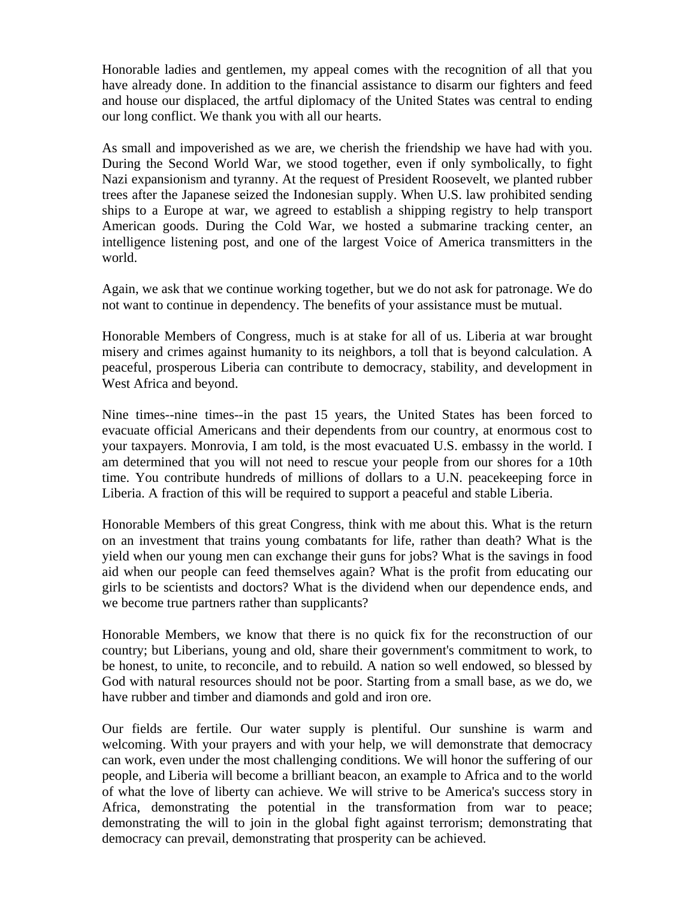Honorable ladies and gentlemen, my appeal comes with the recognition of all that you have already done. In addition to the financial assistance to disarm our fighters and feed and house our displaced, the artful diplomacy of the United States was central to ending our long conflict. We thank you with all our hearts.

As small and impoverished as we are, we cherish the friendship we have had with you. During the Second World War, we stood together, even if only symbolically, to fight Nazi expansionism and tyranny. At the request of President Roosevelt, we planted rubber trees after the Japanese seized the Indonesian supply. When U.S. law prohibited sending ships to a Europe at war, we agreed to establish a shipping registry to help transport American goods. During the Cold War, we hosted a submarine tracking center, an intelligence listening post, and one of the largest Voice of America transmitters in the world.

Again, we ask that we continue working together, but we do not ask for patronage. We do not want to continue in dependency. The benefits of your assistance must be mutual.

Honorable Members of Congress, much is at stake for all of us. Liberia at war brought misery and crimes against humanity to its neighbors, a toll that is beyond calculation. A peaceful, prosperous Liberia can contribute to democracy, stability, and development in West Africa and beyond.

Nine times--nine times--in the past 15 years, the United States has been forced to evacuate official Americans and their dependents from our country, at enormous cost to your taxpayers. Monrovia, I am told, is the most evacuated U.S. embassy in the world. I am determined that you will not need to rescue your people from our shores for a 10th time. You contribute hundreds of millions of dollars to a U.N. peacekeeping force in Liberia. A fraction of this will be required to support a peaceful and stable Liberia.

Honorable Members of this great Congress, think with me about this. What is the return on an investment that trains young combatants for life, rather than death? What is the yield when our young men can exchange their guns for jobs? What is the savings in food aid when our people can feed themselves again? What is the profit from educating our girls to be scientists and doctors? What is the dividend when our dependence ends, and we become true partners rather than supplicants?

Honorable Members, we know that there is no quick fix for the reconstruction of our country; but Liberians, young and old, share their government's commitment to work, to be honest, to unite, to reconcile, and to rebuild. A nation so well endowed, so blessed by God with natural resources should not be poor. Starting from a small base, as we do, we have rubber and timber and diamonds and gold and iron ore.

Our fields are fertile. Our water supply is plentiful. Our sunshine is warm and welcoming. With your prayers and with your help, we will demonstrate that democracy can work, even under the most challenging conditions. We will honor the suffering of our people, and Liberia will become a brilliant beacon, an example to Africa and to the world of what the love of liberty can achieve. We will strive to be America's success story in Africa, demonstrating the potential in the transformation from war to peace; demonstrating the will to join in the global fight against terrorism; demonstrating that democracy can prevail, demonstrating that prosperity can be achieved.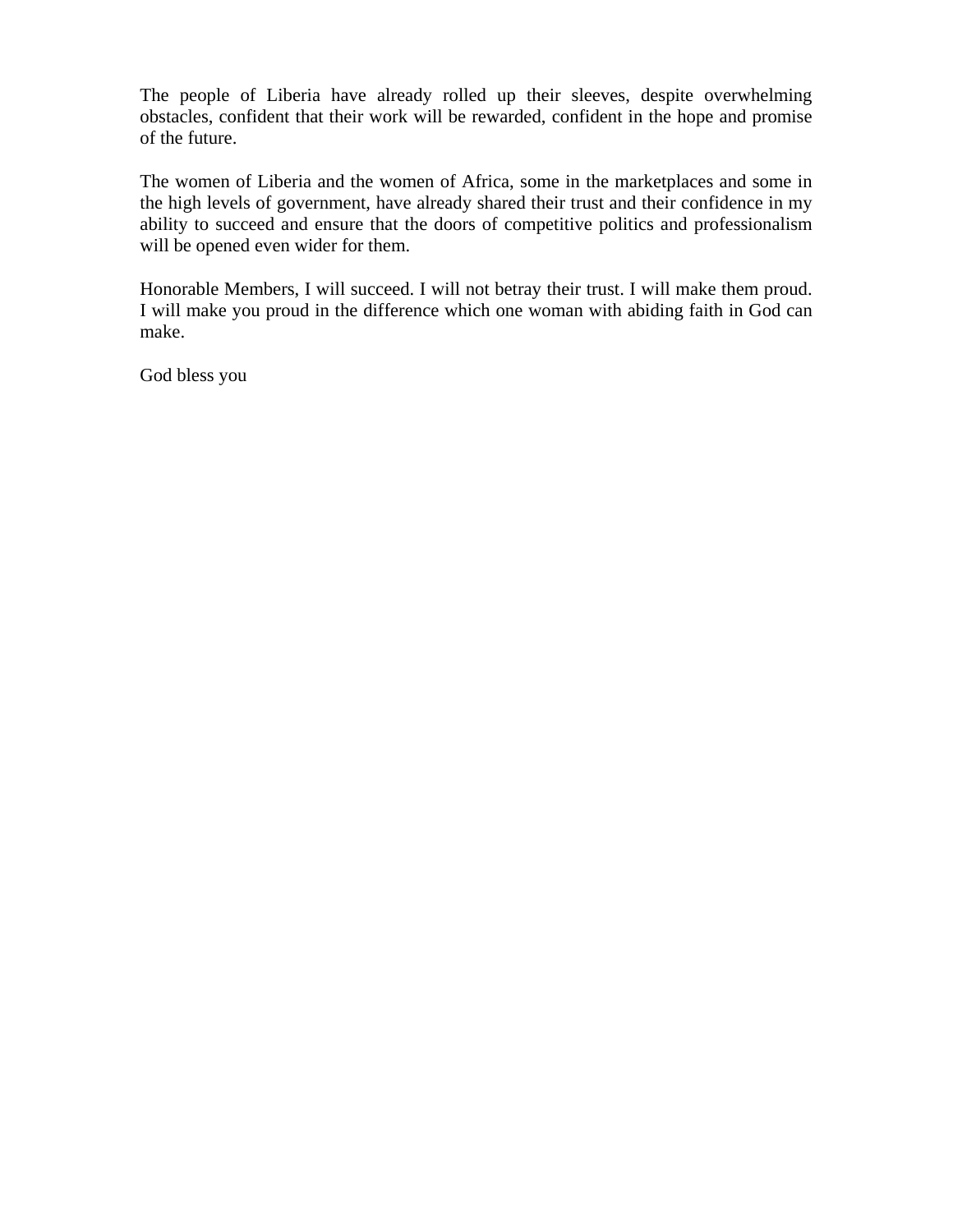The people of Liberia have already rolled up their sleeves, despite overwhelming obstacles, confident that their work will be rewarded, confident in the hope and promise of the future.

The women of Liberia and the women of Africa, some in the marketplaces and some in the high levels of government, have already shared their trust and their confidence in my ability to succeed and ensure that the doors of competitive politics and professionalism will be opened even wider for them.

Honorable Members, I will succeed. I will not betray their trust. I will make them proud. I will make you proud in the difference which one woman with abiding faith in God can make.

God bless you